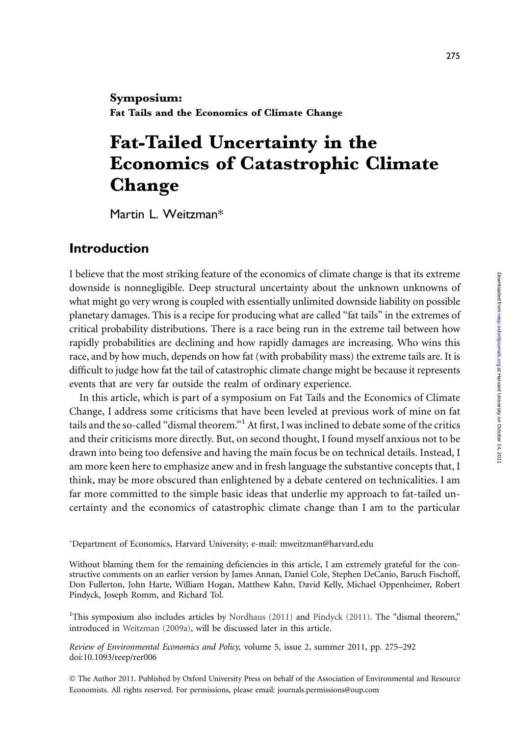**Symposium:**
**Fat Tails and the Economics of Climate Change**

# Fat-Tailed Uncertainty in the Economics of Catastrophic Climate Change

Martin L. Weitzman*

## Introduction

I believe that the most striking feature of the economics of climate change is that its extreme downside is nonnegligible. Deep structural uncertainty about the unknown unknowns of what might go very wrong is coupled with essentially unlimited downside liability on possible planetary damages. This is a recipe for producing what are called "fat tails" in the extremes of critical probability distributions. There is a race being run in the extreme tail between how rapidly probabilities are declining and how rapidly damages are increasing. Who wins this race, and by how much, depends on how fat (with probability mass) the extreme tails are. It is difficult to judge how fat the tail of catastrophic climate change might be because it represents events that are very far outside the realm of ordinary experience.

In this article, which is part of a symposium on Fat Tails and the Economics of Climate Change, I address some criticisms that have been leveled at previous work of mine on fat tails and the so-called "dismal theorem."[1] At first, I was inclined to debate some of the critics and their criticisms more directly. But, on second thought, I found myself anxious not to be drawn into being too defensive and having the main focus be on technical details. Instead, I am more keen here to emphasize anew and in fresh language the substantive concepts that, I think, may be more obscured than enlightened by a debate centered on technicalities. I am far more committed to the simple basic ideas that underlie my approach to fat-tailed uncertainty and the economics of catastrophic climate change than I am to the particular

*Department of Economics, Harvard University; e-mail: mweitzman@harvard.edu

Without blaming them for the remaining deficiencies in this article, I am extremely grateful for the constructive comments on an earlier version by James Annan, Daniel Cole, Stephen DeCanio, Baruch Fischoff, Don Fullerton, John Harte, William Hogan, Matthew Kahn, David Kelly, Michael Oppenheimer, Robert Pindyck, Joseph Romm, and Richard Tol.

[1]This symposium also includes articles by Nordhaus (2011) and Pindyck (2011). The "dismal theorem," introduced in Weitzman (2009a), will be discussed later in this article.

*Review of Environmental Economics and Policy,* volume 5, issue 2, summer 2011, pp. 275–292
doi:10.1093/reep/rer006

© The Author 2011. Published by Oxford University Press on behalf of the Association of Environmental and Resource Economists. All rights reserved. For permissions, please email: journals.permissions@oup.com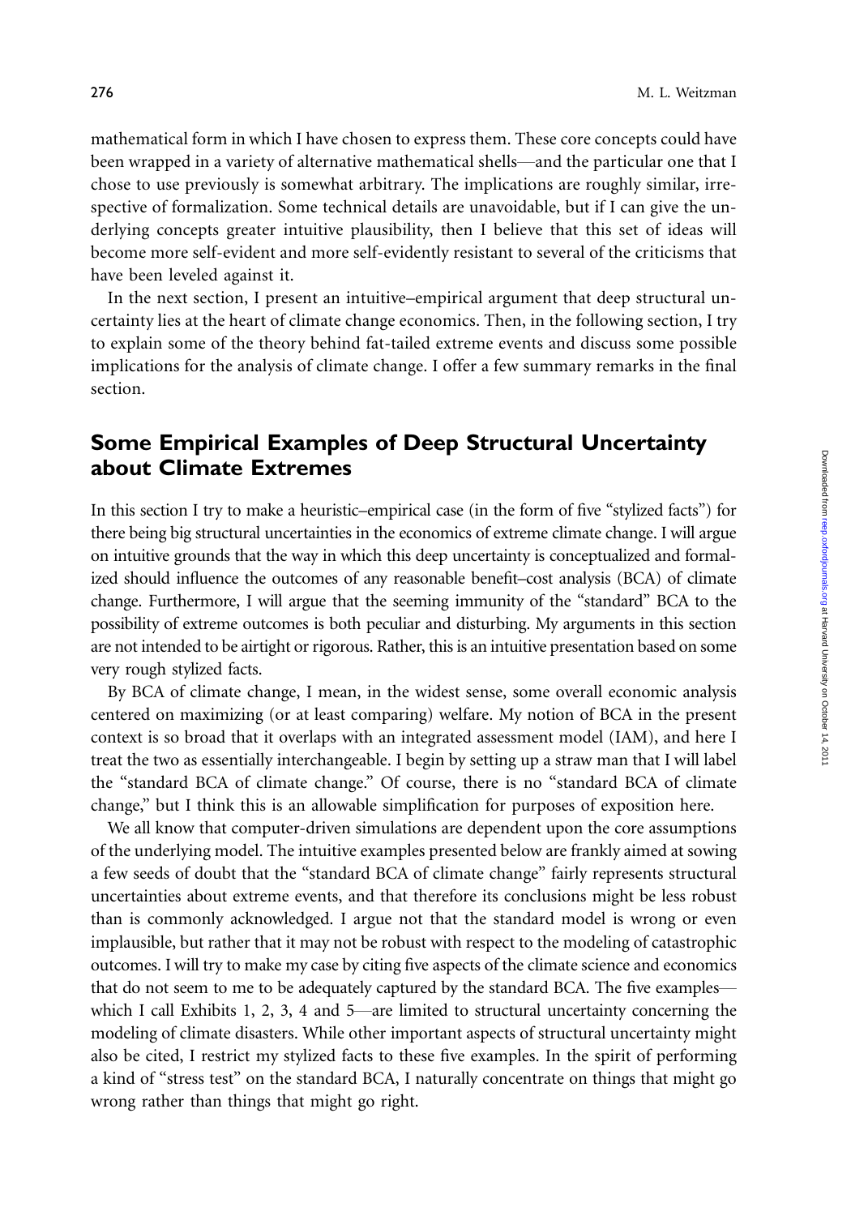mathematical form in which I have chosen to express them. These core concepts could have been wrapped in a variety of alternative mathematical shells—and the particular one that I chose to use previously is somewhat arbitrary. The implications are roughly similar, irrespective of formalization. Some technical details are unavoidable, but if I can give the underlying concepts greater intuitive plausibility, then I believe that this set of ideas will become more self-evident and more self-evidently resistant to several of the criticisms that have been leveled against it.

In the next section, I present an intuitive–empirical argument that deep structural uncertainty lies at the heart of climate change economics. Then, in the following section, I try to explain some of the theory behind fat-tailed extreme events and discuss some possible implications for the analysis of climate change. I offer a few summary remarks in the final section.

## Some Empirical Examples of Deep Structural Uncertainty about Climate Extremes

In this section I try to make a heuristic–empirical case (in the form of five "stylized facts") for there being big structural uncertainties in the economics of extreme climate change. I will argue on intuitive grounds that the way in which this deep uncertainty is conceptualized and formalized should influence the outcomes of any reasonable benefit–cost analysis (BCA) of climate change. Furthermore, I will argue that the seeming immunity of the "standard" BCA to the possibility of extreme outcomes is both peculiar and disturbing. My arguments in this section are not intended to be airtight or rigorous. Rather, this is an intuitive presentation based on some very rough stylized facts.

By BCA of climate change, I mean, in the widest sense, some overall economic analysis centered on maximizing (or at least comparing) welfare. My notion of BCA in the present context is so broad that it overlaps with an integrated assessment model (IAM), and here I treat the two as essentially interchangeable. I begin by setting up a straw man that I will label the "standard BCA of climate change." Of course, there is no "standard BCA of climate change," but I think this is an allowable simplification for purposes of exposition here.

We all know that computer-driven simulations are dependent upon the core assumptions of the underlying model. The intuitive examples presented below are frankly aimed at sowing a few seeds of doubt that the "standard BCA of climate change" fairly represents structural uncertainties about extreme events, and that therefore its conclusions might be less robust than is commonly acknowledged. I argue not that the standard model is wrong or even implausible, but rather that it may not be robust with respect to the modeling of catastrophic outcomes. I will try to make my case by citing five aspects of the climate science and economics that do not seem to me to be adequately captured by the standard BCA. The five examples—which I call Exhibits 1, 2, 3, 4 and 5—are limited to structural uncertainty concerning the modeling of climate disasters. While other important aspects of structural uncertainty might also be cited, I restrict my stylized facts to these five examples. In the spirit of performing a kind of "stress test" on the standard BCA, I naturally concentrate on things that might go wrong rather than things that might go right.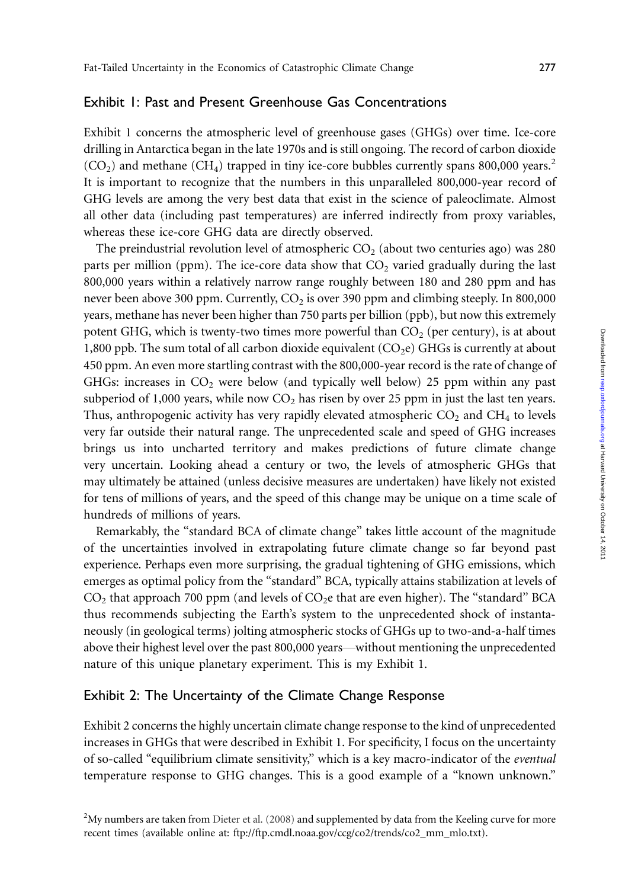## Exhibit 1: Past and Present Greenhouse Gas Concentrations

Exhibit 1 concerns the atmospheric level of greenhouse gases (GHGs) over time. Ice-core drilling in Antarctica began in the late 1970s and is still ongoing. The record of carbon dioxide ($CO_2$) and methane ($CH_4$) trapped in tiny ice-core bubbles currently spans 800,000 years.[2] It is important to recognize that the numbers in this unparalleled 800,000-year record of GHG levels are among the very best data that exist in the science of paleoclimate. Almost all other data (including past temperatures) are inferred indirectly from proxy variables, whereas these ice-core GHG data are directly observed.

The preindustrial revolution level of atmospheric $CO_2$ (about two centuries ago) was 280 parts per million (ppm). The ice-core data show that $CO_2$ varied gradually during the last 800,000 years within a relatively narrow range roughly between 180 and 280 ppm and has never been above 300 ppm. Currently, $CO_2$ is over 390 ppm and climbing steeply. In 800,000 years, methane has never been higher than 750 parts per billion (ppb), but now this extremely potent GHG, which is twenty-two times more powerful than $CO_2$ (per century), is at about 1,800 ppb. The sum total of all carbon dioxide equivalent ($CO_2e$) GHGs is currently at about 450 ppm. An even more startling contrast with the 800,000-year record is the rate of change of GHGs: increases in $CO_2$ were below (and typically well below) 25 ppm within any past subperiod of 1,000 years, while now $CO_2$ has risen by over 25 ppm in just the last ten years. Thus, anthropogenic activity has very rapidly elevated atmospheric $CO_2$ and $CH_4$ to levels very far outside their natural range. The unprecedented scale and speed of GHG increases brings us into uncharted territory and makes predictions of future climate change very uncertain. Looking ahead a century or two, the levels of atmospheric GHGs that may ultimately be attained (unless decisive measures are undertaken) have likely not existed for tens of millions of years, and the speed of this change may be unique on a time scale of hundreds of millions of years.

Remarkably, the "standard BCA of climate change" takes little account of the magnitude of the uncertainties involved in extrapolating future climate change so far beyond past experience. Perhaps even more surprising, the gradual tightening of GHG emissions, which emerges as optimal policy from the "standard" BCA, typically attains stabilization at levels of $CO_2$ that approach 700 ppm (and levels of $CO_2e$ that are even higher). The "standard" BCA thus recommends subjecting the Earth's system to the unprecedented shock of instantaneously (in geological terms) jolting atmospheric stocks of GHGs up to two-and-a-half times above their highest level over the past 800,000 years—without mentioning the unprecedented nature of this unique planetary experiment. This is my Exhibit 1.

## Exhibit 2: The Uncertainty of the Climate Change Response

Exhibit 2 concerns the highly uncertain climate change response to the kind of unprecedented increases in GHGs that were described in Exhibit 1. For specificity, I focus on the uncertainty of so-called "equilibrium climate sensitivity," which is a key macro-indicator of the *eventual* temperature response to GHG changes. This is a good example of a "known unknown."

[2] My numbers are taken from Dieter et al. (2008) and supplemented by data from the Keeling curve for more recent times (available online at: ftp://ftp.cmdl.noaa.gov/ccg/co2/trends/co2_mm_mlo.txt).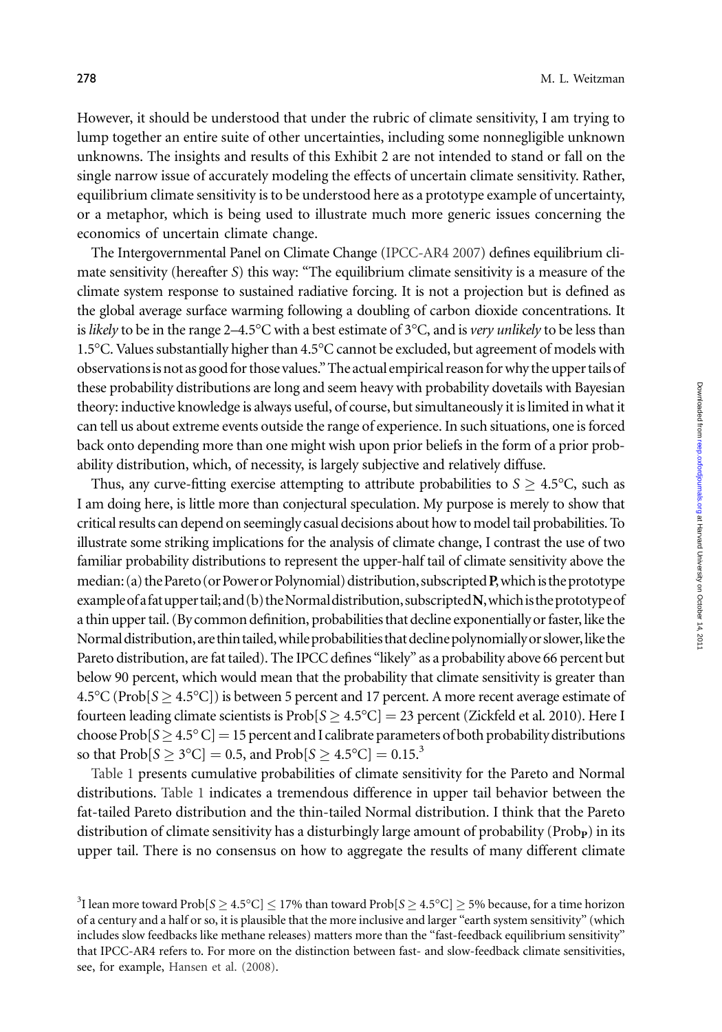However, it should be understood that under the rubric of climate sensitivity, I am trying to lump together an entire suite of other uncertainties, including some nonnegligible unknown unknowns. The insights and results of this Exhibit 2 are not intended to stand or fall on the single narrow issue of accurately modeling the effects of uncertain climate sensitivity. Rather, equilibrium climate sensitivity is to be understood here as a prototype example of uncertainty, or a metaphor, which is being used to illustrate much more generic issues concerning the economics of uncertain climate change.

The Intergovernmental Panel on Climate Change (IPCC-AR4 2007) defines equilibrium climate sensitivity (hereafter $S$) this way: "The equilibrium climate sensitivity is a measure of the climate system response to sustained radiative forcing. It is not a projection but is defined as the global average surface warming following a doubling of carbon dioxide concentrations. It is *likely* to be in the range 2–4.5°C with a best estimate of 3°C, and is *very unlikely* to be less than 1.5°C. Values substantially higher than 4.5°C cannot be excluded, but agreement of models with observations is not as good for those values." The actual empirical reason for why the upper tails of these probability distributions are long and seem heavy with probability dovetails with Bayesian theory: inductive knowledge is always useful, of course, but simultaneously it is limited in what it can tell us about extreme events outside the range of experience. In such situations, one is forced back onto depending more than one might wish upon prior beliefs in the form of a prior probability distribution, which, of necessity, is largely subjective and relatively diffuse.

Thus, any curve-fitting exercise attempting to attribute probabilities to $S \geq 4.5°C$, such as I am doing here, is little more than conjectural speculation. My purpose is merely to show that critical results can depend on seemingly casual decisions about how to model tail probabilities. To illustrate some striking implications for the analysis of climate change, I contrast the use of two familiar probability distributions to represent the upper-half tail of climate sensitivity above the median: (a) the Pareto (or Power or Polynomial) distribution, subscripted **P**, which is the prototype example of a fat upper tail; and (b) the Normal distribution, subscripted **N**, which is the prototype of a thin upper tail. (By common definition, probabilities that decline exponentially or faster, like the Normal distribution, are thin tailed, while probabilities that decline polynomially or slower, like the Pareto distribution, are fat tailed). The IPCC defines "likely" as a probability above 66 percent but below 90 percent, which would mean that the probability that climate sensitivity is greater than 4.5°C ($\text{Prob}[S \geq 4.5°C]$) is between 5 percent and 17 percent. A more recent average estimate of fourteen leading climate scientists is $\text{Prob}[S \geq 4.5°C] = 23$ percent (Zickfeld et al. 2010). Here I choose $\text{Prob}[S \geq 4.5°C] = 15$ percent and I calibrate parameters of both probability distributions so that $\text{Prob}[S \geq 3°C] = 0.5$, and $\text{Prob}[S \geq 4.5°C] = 0.15$.[3]

Table 1 presents cumulative probabilities of climate sensitivity for the Pareto and Normal distributions. Table 1 indicates a tremendous difference in upper tail behavior between the fat-tailed Pareto distribution and the thin-tailed Normal distribution. I think that the Pareto distribution of climate sensitivity has a disturbingly large amount of probability ($\text{Prob}_\mathbf{P}$) in its upper tail. There is no consensus on how to aggregate the results of many different climate

[3]I lean more toward $\text{Prob}[S \geq 4.5°C] \leq 17\%$ than toward $\text{Prob}[S \geq 4.5°C] \geq 5\%$ because, for a time horizon of a century and a half or so, it is plausible that the more inclusive and larger "earth system sensitivity" (which includes slow feedbacks like methane releases) matters more than the "fast-feedback equilibrium sensitivity" that IPCC-AR4 refers to. For more on the distinction between fast- and slow-feedback climate sensitivities, see, for example, Hansen et al. (2008).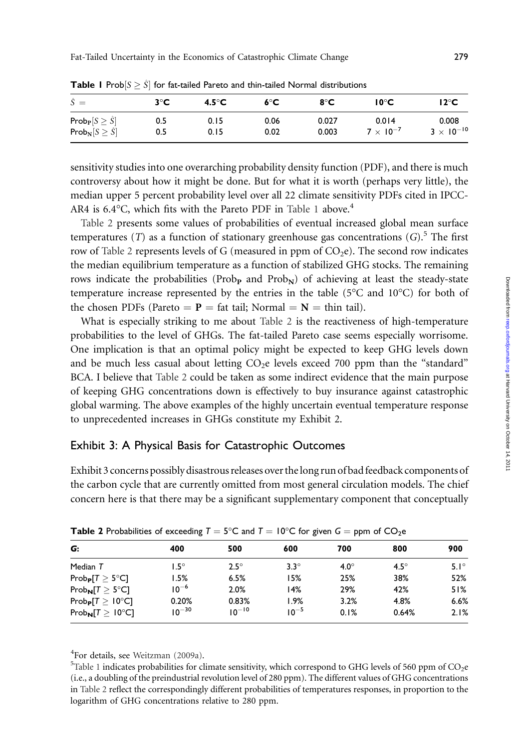**Table 1** Prob$[S \geq \hat{S}]$ for fat-tailed Pareto and thin-tailed Normal distributions

| $\hat{S}$ = | 3°C | 4.5°C | 6°C | 8°C | 10°C | 12°C |
|---|---|---|---|---|---|---|
| $\text{Prob}_{\text{P}}[S \geq \hat{S}]$ | 0.5 | 0.15 | 0.06 | 0.027 | 0.014 | 0.008 |
| $\text{Prob}_{\text{N}}[S \geq \hat{S}]$ | 0.5 | 0.15 | 0.02 | 0.003 | $7 \times 10^{-7}$ | $3 \times 10^{-10}$ |

sensitivity studies into one overarching probability density function (PDF), and there is much controversy about how it might be done. But for what it is worth (perhaps very little), the median upper 5 percent probability level over all 22 climate sensitivity PDFs cited in IPCC-AR4 is 6.4°C, which fits with the Pareto PDF in Table 1 above.[4]

Table 2 presents some values of probabilities of eventual increased global mean surface temperatures ($T$) as a function of stationary greenhouse gas concentrations ($G$).[5] The first row of Table 2 represents levels of G (measured in ppm of $CO_2$e). The second row indicates the median equilibrium temperature as a function of stabilized GHG stocks. The remaining rows indicate the probabilities ($\text{Prob}_{\text{P}}$ and $\text{Prob}_{\text{N}}$) of achieving at least the steady-state temperature increase represented by the entries in the table (5°C and 10°C) for both of the chosen PDFs (Pareto = **P** = fat tail; Normal = **N** = thin tail).

What is especially striking to me about Table 2 is the reactiveness of high-temperature probabilities to the level of GHGs. The fat-tailed Pareto case seems especially worrisome. One implication is that an optimal policy might be expected to keep GHG levels down and be much less casual about letting $CO_2$e levels exceed 700 ppm than the "standard" BCA. I believe that Table 2 could be taken as some indirect evidence that the main purpose of keeping GHG concentrations down is effectively to buy insurance against catastrophic global warming. The above examples of the highly uncertain eventual temperature response to unprecedented increases in GHGs constitute my Exhibit 2.

## Exhibit 3: A Physical Basis for Catastrophic Outcomes

Exhibit 3 concerns possibly disastrous releases over the long run of bad feedback components of the carbon cycle that are currently omitted from most general circulation models. The chief concern here is that there may be a significant supplementary component that conceptually

**Table 2** Probabilities of exceeding $T = 5$°C and $T = 10$°C for given $G$ = ppm of $CO_2$e

| **G:** | 400 | 500 | 600 | 700 | 800 | 900 |
|---|---|---|---|---|---|---|
| Median $T$ | 1.5° | 2.5° | 3.3° | 4.0° | 4.5° | 5.1° |
| $\text{Prob}_{\text{P}}[T \geq 5°\text{C}]$ | 1.5% | 6.5% | 15% | 25% | 38% | 52% |
| $\text{Prob}_{\text{N}}[T \geq 5°\text{C}]$ | $10^{-6}$ | 2.0% | 14% | 29% | 42% | 51% |
| $\text{Prob}_{\text{P}}[T \geq 10°\text{C}]$ | 0.20% | 0.83% | 1.9% | 3.2% | 4.8% | 6.6% |
| $\text{Prob}_{\text{N}}[T \geq 10°\text{C}]$ | $10^{-30}$ | $10^{-10}$ | $10^{-5}$ | 0.1% | 0.64% | 2.1% |

[4]For details, see Weitzman (2009a).

[5]Table 1 indicates probabilities for climate sensitivity, which correspond to GHG levels of 560 ppm of $CO_2$e (i.e., a doubling of the preindustrial revolution level of 280 ppm). The different values of GHG concentrations in Table 2 reflect the correspondingly different probabilities of temperatures responses, in proportion to the logarithm of GHG concentrations relative to 280 ppm.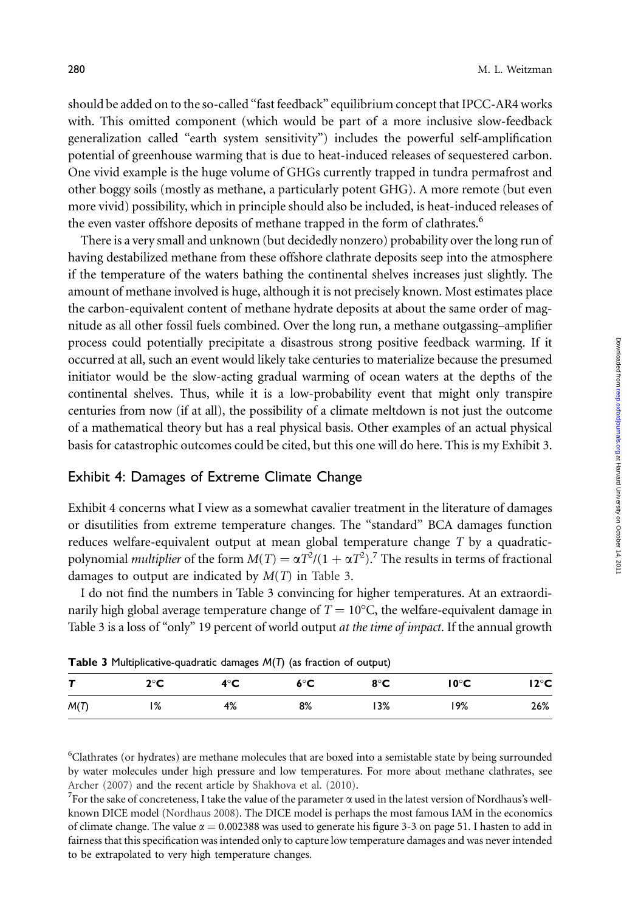should be added on to the so-called "fast feedback" equilibrium concept that IPCC-AR4 works with. This omitted component (which would be part of a more inclusive slow-feedback generalization called "earth system sensitivity") includes the powerful self-amplification potential of greenhouse warming that is due to heat-induced releases of sequestered carbon. One vivid example is the huge volume of GHGs currently trapped in tundra permafrost and other boggy soils (mostly as methane, a particularly potent GHG). A more remote (but even more vivid) possibility, which in principle should also be included, is heat-induced releases of the even vaster offshore deposits of methane trapped in the form of clathrates.[6]

There is a very small and unknown (but decidedly nonzero) probability over the long run of having destabilized methane from these offshore clathrate deposits seep into the atmosphere if the temperature of the waters bathing the continental shelves increases just slightly. The amount of methane involved is huge, although it is not precisely known. Most estimates place the carbon-equivalent content of methane hydrate deposits at about the same order of magnitude as all other fossil fuels combined. Over the long run, a methane outgassing–amplifier process could potentially precipitate a disastrous strong positive feedback warming. If it occurred at all, such an event would likely take centuries to materialize because the presumed initiator would be the slow-acting gradual warming of ocean waters at the depths of the continental shelves. Thus, while it is a low-probability event that might only transpire centuries from now (if at all), the possibility of a climate meltdown is not just the outcome of a mathematical theory but has a real physical basis. Other examples of an actual physical basis for catastrophic outcomes could be cited, but this one will do here. This is my Exhibit 3.

## Exhibit 4: Damages of Extreme Climate Change

Exhibit 4 concerns what I view as a somewhat cavalier treatment in the literature of damages or disutilities from extreme temperature changes. The "standard" BCA damages function reduces welfare-equivalent output at mean global temperature change $T$ by a quadratic-polynomial *multiplier* of the form $M(T) = \alpha T^2/(1 + \alpha T^2)$.[7] The results in terms of fractional damages to output are indicated by $M(T)$ in Table 3.

I do not find the numbers in Table 3 convincing for higher temperatures. At an extraordinarily high global average temperature change of $T = 10°C$, the welfare-equivalent damage in Table 3 is a loss of "only" 19 percent of world output *at the time of impact*. If the annual growth

**Table 3** Multiplicative-quadratic damages $M(T)$ (as fraction of output)

| $T$ | 2°C | 4°C | 6°C | 8°C | 10°C | 12°C |
|---|---|---|---|---|---|---|
| $M(T)$ | 1% | 4% | 8% | 13% | 19% | 26% |

[6] Clathrates (or hydrates) are methane molecules that are boxed into a semistable state by being surrounded by water molecules under high pressure and low temperatures. For more about methane clathrates, see Archer (2007) and the recent article by Shakhova et al. (2010).

[7] For the sake of concreteness, I take the value of the parameter $\alpha$ used in the latest version of Nordhaus's well-known DICE model (Nordhaus 2008). The DICE model is perhaps the most famous IAM in the economics of climate change. The value $\alpha = 0.002388$ was used to generate his figure 3-3 on page 51. I hasten to add in fairness that this specification was intended only to capture low temperature damages and was never intended to be extrapolated to very high temperature changes.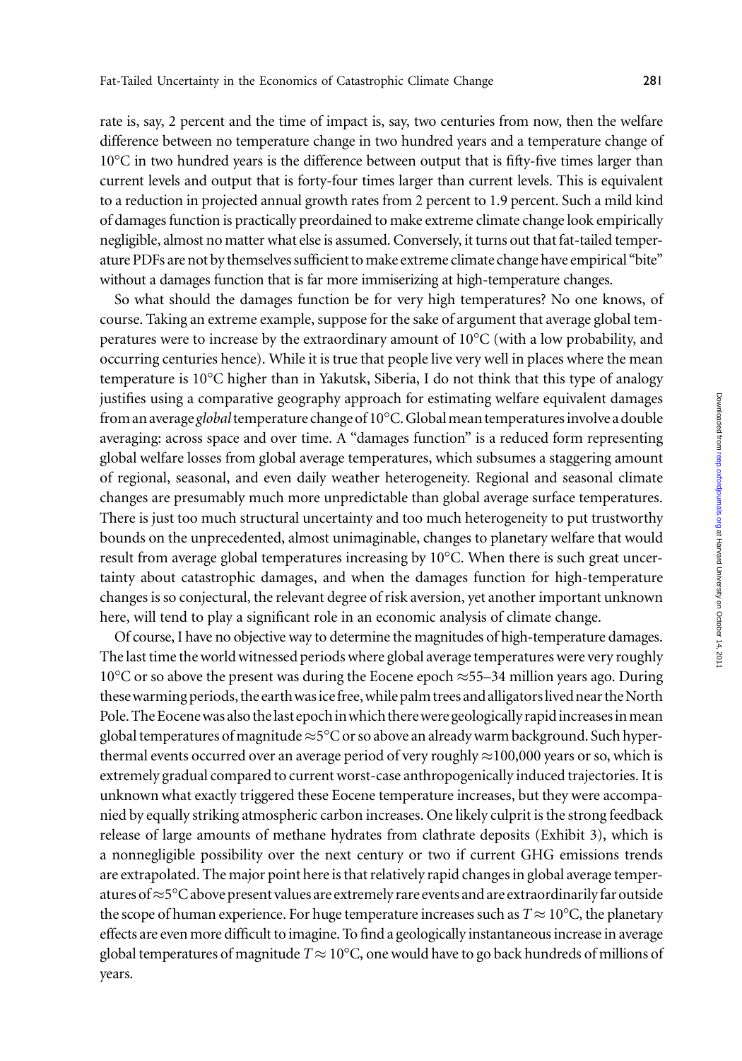rate is, say, 2 percent and the time of impact is, say, two centuries from now, then the welfare difference between no temperature change in two hundred years and a temperature change of 10°C in two hundred years is the difference between output that is fifty-five times larger than current levels and output that is forty-four times larger than current levels. This is equivalent to a reduction in projected annual growth rates from 2 percent to 1.9 percent. Such a mild kind of damages function is practically preordained to make extreme climate change look empirically negligible, almost no matter what else is assumed. Conversely, it turns out that fat-tailed temperature PDFs are not by themselves sufficient to make extreme climate change have empirical "bite" without a damages function that is far more immiserizing at high-temperature changes.

So what should the damages function be for very high temperatures? No one knows, of course. Taking an extreme example, suppose for the sake of argument that average global temperatures were to increase by the extraordinary amount of 10°C (with a low probability, and occurring centuries hence). While it is true that people live very well in places where the mean temperature is 10°C higher than in Yakutsk, Siberia, I do not think that this type of analogy justifies using a comparative geography approach for estimating welfare equivalent damages from an average *global* temperature change of 10°C. Global mean temperatures involve a double averaging: across space and over time. A "damages function" is a reduced form representing global welfare losses from global average temperatures, which subsumes a staggering amount of regional, seasonal, and even daily weather heterogeneity. Regional and seasonal climate changes are presumably much more unpredictable than global average surface temperatures. There is just too much structural uncertainty and too much heterogeneity to put trustworthy bounds on the unprecedented, almost unimaginable, changes to planetary welfare that would result from average global temperatures increasing by 10°C. When there is such great uncertainty about catastrophic damages, and when the damages function for high-temperature changes is so conjectural, the relevant degree of risk aversion, yet another important unknown here, will tend to play a significant role in an economic analysis of climate change.

Of course, I have no objective way to determine the magnitudes of high-temperature damages. The last time the world witnessed periods where global average temperatures were very roughly 10°C or so above the present was during the Eocene epoch ≈55–34 million years ago. During these warming periods, the earth was ice free, while palm trees and alligators lived near the North Pole. The Eocene was also the last epoch in which there were geologically rapid increases in mean global temperatures of magnitude ≈5°C or so above an already warm background. Such hyperthermal events occurred over an average period of very roughly ≈100,000 years or so, which is extremely gradual compared to current worst-case anthropogenically induced trajectories. It is unknown what exactly triggered these Eocene temperature increases, but they were accompanied by equally striking atmospheric carbon increases. One likely culprit is the strong feedback release of large amounts of methane hydrates from clathrate deposits (Exhibit 3), which is a nonnegligible possibility over the next century or two if current GHG emissions trends are extrapolated. The major point here is that relatively rapid changes in global average temperatures of ≈5°C above present values are extremely rare events and are extraordinarily far outside the scope of human experience. For huge temperature increases such as $T \approx 10$°C, the planetary effects are even more difficult to imagine. To find a geologically instantaneous increase in average global temperatures of magnitude $T \approx 10$°C, one would have to go back hundreds of millions of years.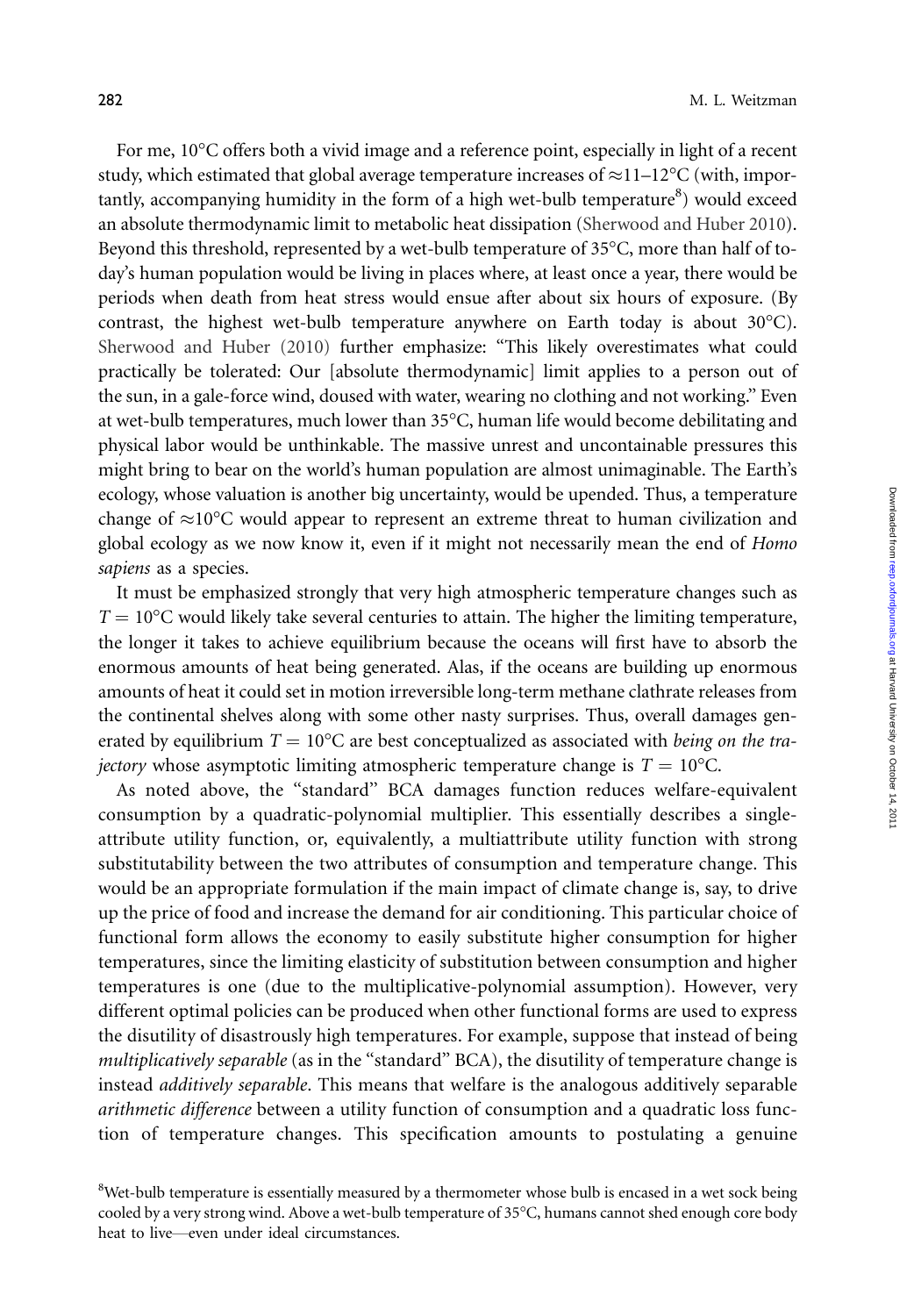For me, 10°C offers both a vivid image and a reference point, especially in light of a recent study, which estimated that global average temperature increases of ≈11–12°C (with, importantly, accompanying humidity in the form of a high wet-bulb temperature[8]) would exceed an absolute thermodynamic limit to metabolic heat dissipation (Sherwood and Huber 2010). Beyond this threshold, represented by a wet-bulb temperature of 35°C, more than half of today's human population would be living in places where, at least once a year, there would be periods when death from heat stress would ensue after about six hours of exposure. (By contrast, the highest wet-bulb temperature anywhere on Earth today is about 30°C). Sherwood and Huber (2010) further emphasize: "This likely overestimates what could practically be tolerated: Our [absolute thermodynamic] limit applies to a person out of the sun, in a gale-force wind, doused with water, wearing no clothing and not working." Even at wet-bulb temperatures, much lower than 35°C, human life would become debilitating and physical labor would be unthinkable. The massive unrest and uncontainable pressures this might bring to bear on the world's human population are almost unimaginable. The Earth's ecology, whose valuation is another big uncertainty, would be upended. Thus, a temperature change of ≈10°C would appear to represent an extreme threat to human civilization and global ecology as we now know it, even if it might not necessarily mean the end of *Homo sapiens* as a species.

It must be emphasized strongly that very high atmospheric temperature changes such as $T = 10°C$ would likely take several centuries to attain. The higher the limiting temperature, the longer it takes to achieve equilibrium because the oceans will first have to absorb the enormous amounts of heat being generated. Alas, if the oceans are building up enormous amounts of heat it could set in motion irreversible long-term methane clathrate releases from the continental shelves along with some other nasty surprises. Thus, overall damages generated by equilibrium $T = 10°C$ are best conceptualized as associated with *being on the trajectory* whose asymptotic limiting atmospheric temperature change is $T = 10°C$.

As noted above, the "standard" BCA damages function reduces welfare-equivalent consumption by a quadratic-polynomial multiplier. This essentially describes a single-attribute utility function, or, equivalently, a multiattribute utility function with strong substitutability between the two attributes of consumption and temperature change. This would be an appropriate formulation if the main impact of climate change is, say, to drive up the price of food and increase the demand for air conditioning. This particular choice of functional form allows the economy to easily substitute higher consumption for higher temperatures, since the limiting elasticity of substitution between consumption and higher temperatures is one (due to the multiplicative-polynomial assumption). However, very different optimal policies can be produced when other functional forms are used to express the disutility of disastrously high temperatures. For example, suppose that instead of being *multiplicatively separable* (as in the "standard" BCA), the disutility of temperature change is instead *additively separable*. This means that welfare is the analogous additively separable *arithmetic difference* between a utility function of consumption and a quadratic loss function of temperature changes. This specification amounts to postulating a genuine

[8]Wet-bulb temperature is essentially measured by a thermometer whose bulb is encased in a wet sock being cooled by a very strong wind. Above a wet-bulb temperature of 35°C, humans cannot shed enough core body heat to live—even under ideal circumstances.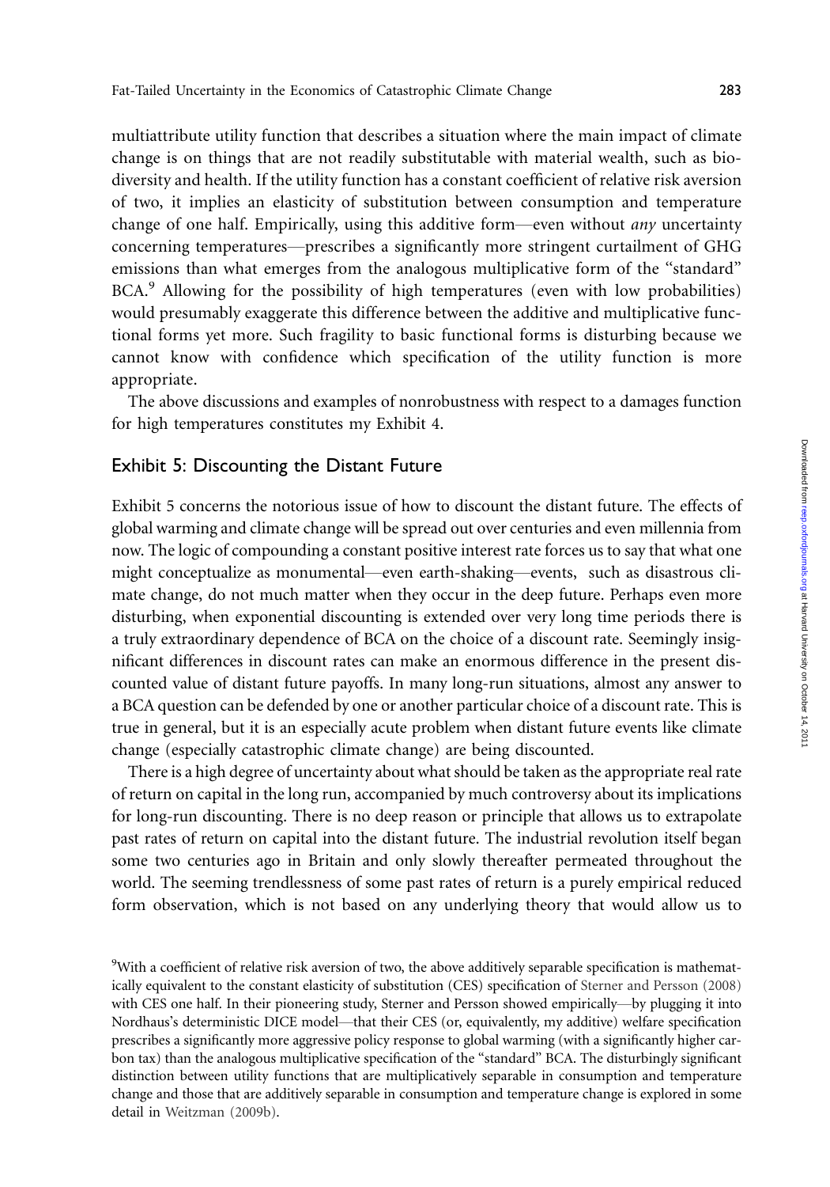multiattribute utility function that describes a situation where the main impact of climate change is on things that are not readily substitutable with material wealth, such as biodiversity and health. If the utility function has a constant coefficient of relative risk aversion of two, it implies an elasticity of substitution between consumption and temperature change of one half. Empirically, using this additive form—even without *any* uncertainty concerning temperatures—prescribes a significantly more stringent curtailment of GHG emissions than what emerges from the analogous multiplicative form of the "standard" BCA.[9] Allowing for the possibility of high temperatures (even with low probabilities) would presumably exaggerate this difference between the additive and multiplicative functional forms yet more. Such fragility to basic functional forms is disturbing because we cannot know with confidence which specification of the utility function is more appropriate.

The above discussions and examples of nonrobustness with respect to a damages function for high temperatures constitutes my Exhibit 4.

## Exhibit 5: Discounting the Distant Future

Exhibit 5 concerns the notorious issue of how to discount the distant future. The effects of global warming and climate change will be spread out over centuries and even millennia from now. The logic of compounding a constant positive interest rate forces us to say that what one might conceptualize as monumental—even earth-shaking—events, such as disastrous climate change, do not much matter when they occur in the deep future. Perhaps even more disturbing, when exponential discounting is extended over very long time periods there is a truly extraordinary dependence of BCA on the choice of a discount rate. Seemingly insignificant differences in discount rates can make an enormous difference in the present discounted value of distant future payoffs. In many long-run situations, almost any answer to a BCA question can be defended by one or another particular choice of a discount rate. This is true in general, but it is an especially acute problem when distant future events like climate change (especially catastrophic climate change) are being discounted.

There is a high degree of uncertainty about what should be taken as the appropriate real rate of return on capital in the long run, accompanied by much controversy about its implications for long-run discounting. There is no deep reason or principle that allows us to extrapolate past rates of return on capital into the distant future. The industrial revolution itself began some two centuries ago in Britain and only slowly thereafter permeated throughout the world. The seeming trendlessness of some past rates of return is a purely empirical reduced form observation, which is not based on any underlying theory that would allow us to

[9] With a coefficient of relative risk aversion of two, the above additively separable specification is mathematically equivalent to the constant elasticity of substitution (CES) specification of Sterner and Persson (2008) with CES one half. In their pioneering study, Sterner and Persson showed empirically—by plugging it into Nordhaus's deterministic DICE model—that their CES (or, equivalently, my additive) welfare specification prescribes a significantly more aggressive policy response to global warming (with a significantly higher carbon tax) than the analogous multiplicative specification of the "standard" BCA. The disturbingly significant distinction between utility functions that are multiplicatively separable in consumption and temperature change and those that are additively separable in consumption and temperature change is explored in some detail in Weitzman (2009b).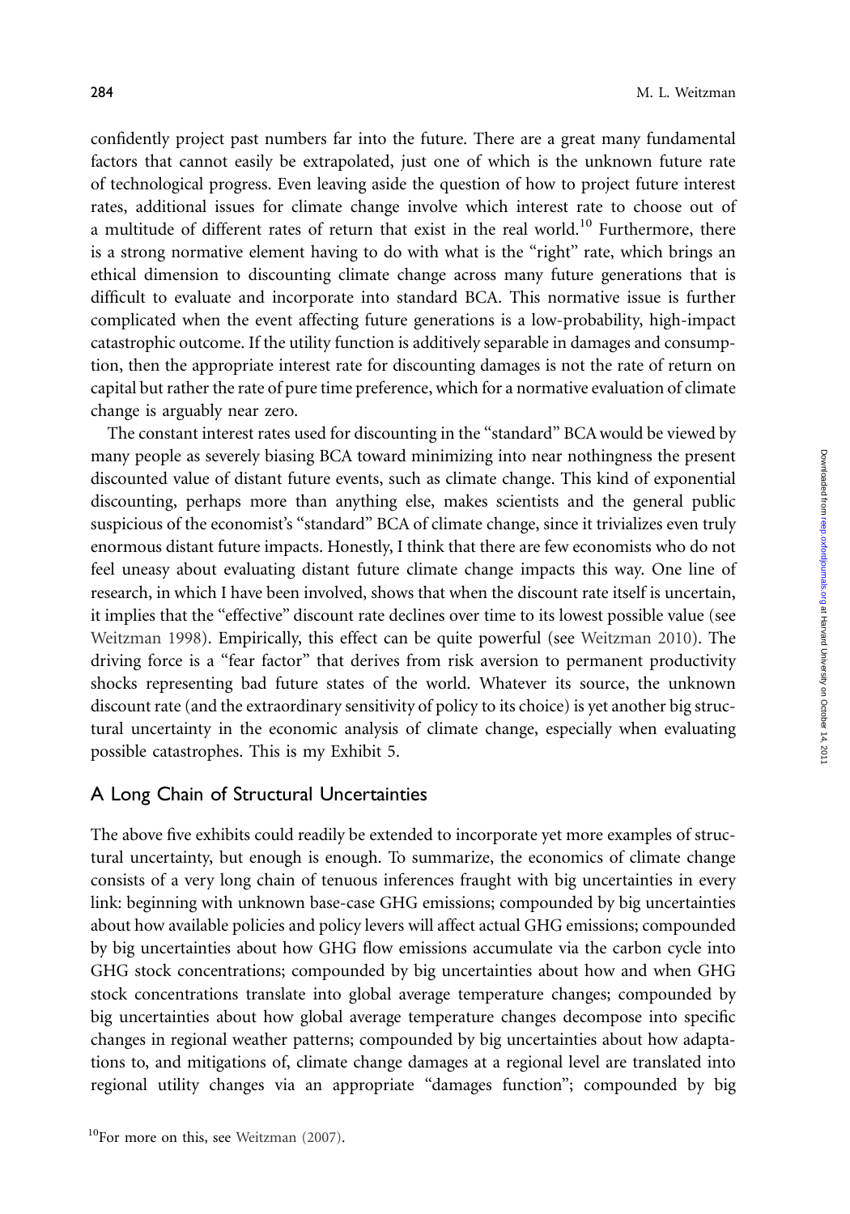confidently project past numbers far into the future. There are a great many fundamental factors that cannot easily be extrapolated, just one of which is the unknown future rate of technological progress. Even leaving aside the question of how to project future interest rates, additional issues for climate change involve which interest rate to choose out of a multitude of different rates of return that exist in the real world.[10] Furthermore, there is a strong normative element having to do with what is the "right" rate, which brings an ethical dimension to discounting climate change across many future generations that is difficult to evaluate and incorporate into standard BCA. This normative issue is further complicated when the event affecting future generations is a low-probability, high-impact catastrophic outcome. If the utility function is additively separable in damages and consumption, then the appropriate interest rate for discounting damages is not the rate of return on capital but rather the rate of pure time preference, which for a normative evaluation of climate change is arguably near zero.

The constant interest rates used for discounting in the "standard" BCA would be viewed by many people as severely biasing BCA toward minimizing into near nothingness the present discounted value of distant future events, such as climate change. This kind of exponential discounting, perhaps more than anything else, makes scientists and the general public suspicious of the economist's "standard" BCA of climate change, since it trivializes even truly enormous distant future impacts. Honestly, I think that there are few economists who do not feel uneasy about evaluating distant future climate change impacts this way. One line of research, in which I have been involved, shows that when the discount rate itself is uncertain, it implies that the "effective" discount rate declines over time to its lowest possible value (see Weitzman 1998). Empirically, this effect can be quite powerful (see Weitzman 2010). The driving force is a "fear factor" that derives from risk aversion to permanent productivity shocks representing bad future states of the world. Whatever its source, the unknown discount rate (and the extraordinary sensitivity of policy to its choice) is yet another big structural uncertainty in the economic analysis of climate change, especially when evaluating possible catastrophes. This is my Exhibit 5.

## A Long Chain of Structural Uncertainties

The above five exhibits could readily be extended to incorporate yet more examples of structural uncertainty, but enough is enough. To summarize, the economics of climate change consists of a very long chain of tenuous inferences fraught with big uncertainties in every link: beginning with unknown base-case GHG emissions; compounded by big uncertainties about how available policies and policy levers will affect actual GHG emissions; compounded by big uncertainties about how GHG flow emissions accumulate via the carbon cycle into GHG stock concentrations; compounded by big uncertainties about how and when GHG stock concentrations translate into global average temperature changes; compounded by big uncertainties about how global average temperature changes decompose into specific changes in regional weather patterns; compounded by big uncertainties about how adaptations to, and mitigations of, climate change damages at a regional level are translated into regional utility changes via an appropriate "damages function"; compounded by big

[10] For more on this, see Weitzman (2007).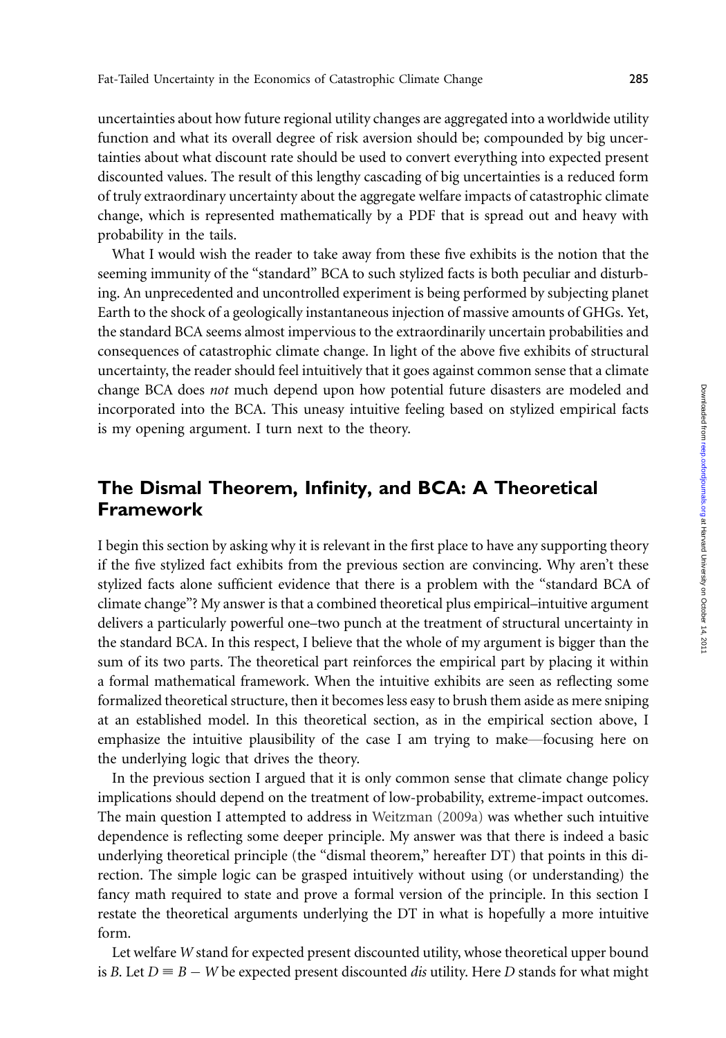uncertainties about how future regional utility changes are aggregated into a worldwide utility function and what its overall degree of risk aversion should be; compounded by big uncertainties about what discount rate should be used to convert everything into expected present discounted values. The result of this lengthy cascading of big uncertainties is a reduced form of truly extraordinary uncertainty about the aggregate welfare impacts of catastrophic climate change, which is represented mathematically by a PDF that is spread out and heavy with probability in the tails.

What I would wish the reader to take away from these five exhibits is the notion that the seeming immunity of the "standard" BCA to such stylized facts is both peculiar and disturbing. An unprecedented and uncontrolled experiment is being performed by subjecting planet Earth to the shock of a geologically instantaneous injection of massive amounts of GHGs. Yet, the standard BCA seems almost impervious to the extraordinarily uncertain probabilities and consequences of catastrophic climate change. In light of the above five exhibits of structural uncertainty, the reader should feel intuitively that it goes against common sense that a climate change BCA does *not* much depend upon how potential future disasters are modeled and incorporated into the BCA. This uneasy intuitive feeling based on stylized empirical facts is my opening argument. I turn next to the theory.

## The Dismal Theorem, Infinity, and BCA: A Theoretical Framework

I begin this section by asking why it is relevant in the first place to have any supporting theory if the five stylized fact exhibits from the previous section are convincing. Why aren't these stylized facts alone sufficient evidence that there is a problem with the "standard BCA of climate change"? My answer is that a combined theoretical plus empirical–intuitive argument delivers a particularly powerful one–two punch at the treatment of structural uncertainty in the standard BCA. In this respect, I believe that the whole of my argument is bigger than the sum of its two parts. The theoretical part reinforces the empirical part by placing it within a formal mathematical framework. When the intuitive exhibits are seen as reflecting some formalized theoretical structure, then it becomes less easy to brush them aside as mere sniping at an established model. In this theoretical section, as in the empirical section above, I emphasize the intuitive plausibility of the case I am trying to make—focusing here on the underlying logic that drives the theory.

In the previous section I argued that it is only common sense that climate change policy implications should depend on the treatment of low-probability, extreme-impact outcomes. The main question I attempted to address in Weitzman (2009a) was whether such intuitive dependence is reflecting some deeper principle. My answer was that there is indeed a basic underlying theoretical principle (the "dismal theorem," hereafter DT) that points in this direction. The simple logic can be grasped intuitively without using (or understanding) the fancy math required to state and prove a formal version of the principle. In this section I restate the theoretical arguments underlying the DT in what is hopefully a more intuitive form.

Let welfare $W$ stand for expected present discounted utility, whose theoretical upper bound is $B$. Let $D \equiv B - W$ be expected present discounted *dis* utility. Here $D$ stands for what might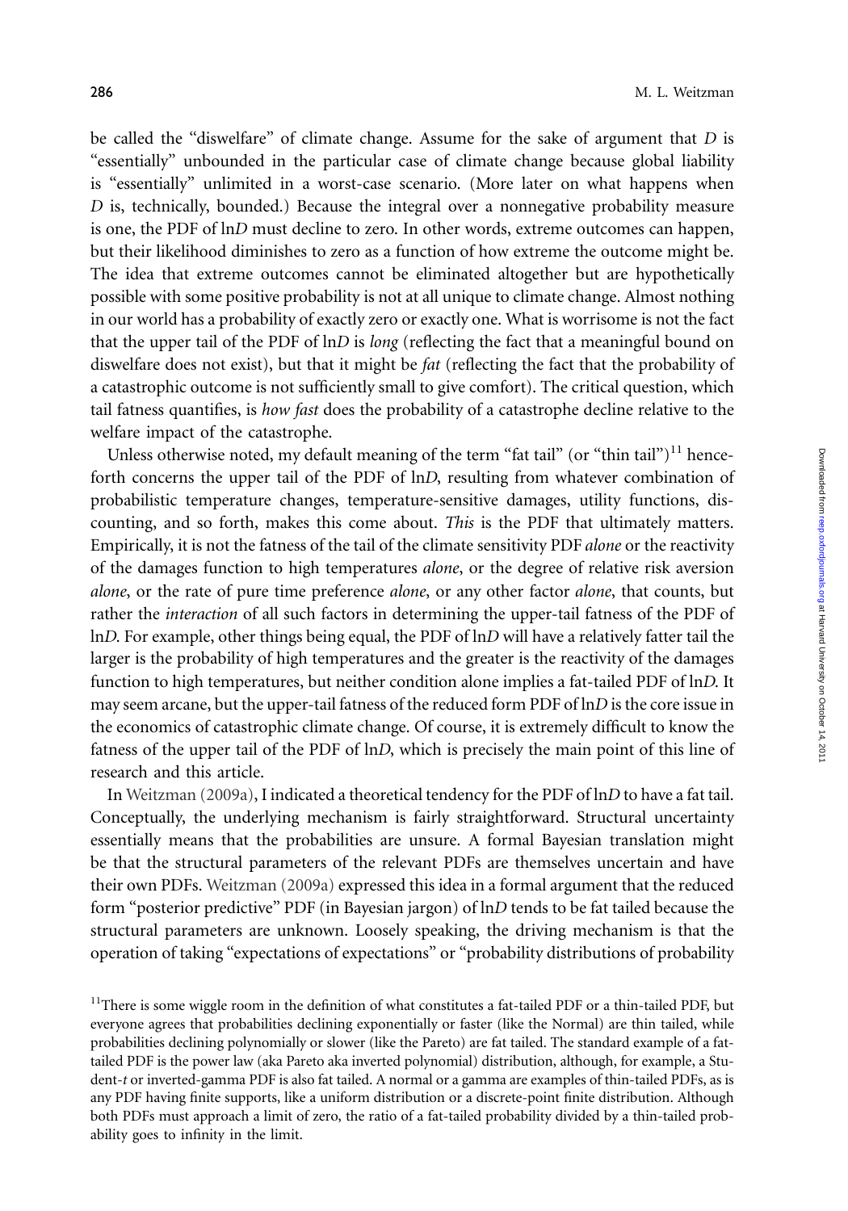be called the "diswelfare" of climate change. Assume for the sake of argument that $D$ is "essentially" unbounded in the particular case of climate change because global liability is "essentially" unlimited in a worst-case scenario. (More later on what happens when $D$ is, technically, bounded.) Because the integral over a nonnegative probability measure is one, the PDF of $\ln D$ must decline to zero. In other words, extreme outcomes can happen, but their likelihood diminishes to zero as a function of how extreme the outcome might be. The idea that extreme outcomes cannot be eliminated altogether but are hypothetically possible with some positive probability is not at all unique to climate change. Almost nothing in our world has a probability of exactly zero or exactly one. What is worrisome is not the fact that the upper tail of the PDF of $\ln D$ is *long* (reflecting the fact that a meaningful bound on diswelfare does not exist), but that it might be *fat* (reflecting the fact that the probability of a catastrophic outcome is not sufficiently small to give comfort). The critical question, which tail fatness quantifies, is *how fast* does the probability of a catastrophe decline relative to the welfare impact of the catastrophe.

Unless otherwise noted, my default meaning of the term "fat tail" (or "thin tail")[11] henceforth concerns the upper tail of the PDF of $\ln D$, resulting from whatever combination of probabilistic temperature changes, temperature-sensitive damages, utility functions, discounting, and so forth, makes this come about. *This* is the PDF that ultimately matters. Empirically, it is not the fatness of the tail of the climate sensitivity PDF *alone* or the reactivity of the damages function to high temperatures *alone*, or the degree of relative risk aversion *alone*, or the rate of pure time preference *alone*, or any other factor *alone*, that counts, but rather the *interaction* of all such factors in determining the upper-tail fatness of the PDF of $\ln D$. For example, other things being equal, the PDF of $\ln D$ will have a relatively fatter tail the larger is the probability of high temperatures and the greater is the reactivity of the damages function to high temperatures, but neither condition alone implies a fat-tailed PDF of $\ln D$. It may seem arcane, but the upper-tail fatness of the reduced form PDF of $\ln D$ is the core issue in the economics of catastrophic climate change. Of course, it is extremely difficult to know the fatness of the upper tail of the PDF of $\ln D$, which is precisely the main point of this line of research and this article.

In Weitzman (2009a), I indicated a theoretical tendency for the PDF of $\ln D$ to have a fat tail. Conceptually, the underlying mechanism is fairly straightforward. Structural uncertainty essentially means that the probabilities are unsure. A formal Bayesian translation might be that the structural parameters of the relevant PDFs are themselves uncertain and have their own PDFs. Weitzman (2009a) expressed this idea in a formal argument that the reduced form "posterior predictive" PDF (in Bayesian jargon) of $\ln D$ tends to be fat tailed because the structural parameters are unknown. Loosely speaking, the driving mechanism is that the operation of taking "expectations of expectations" or "probability distributions of probability

[11] There is some wiggle room in the definition of what constitutes a fat-tailed PDF or a thin-tailed PDF, but everyone agrees that probabilities declining exponentially or faster (like the Normal) are thin tailed, while probabilities declining polynomially or slower (like the Pareto) are fat tailed. The standard example of a fat-tailed PDF is the power law (aka Pareto aka inverted polynomial) distribution, although, for example, a Student-*t* or inverted-gamma PDF is also fat tailed. A normal or a gamma are examples of thin-tailed PDFs, as is any PDF having finite supports, like a uniform distribution or a discrete-point finite distribution. Although both PDFs must approach a limit of zero, the ratio of a fat-tailed probability divided by a thin-tailed probability goes to infinity in the limit.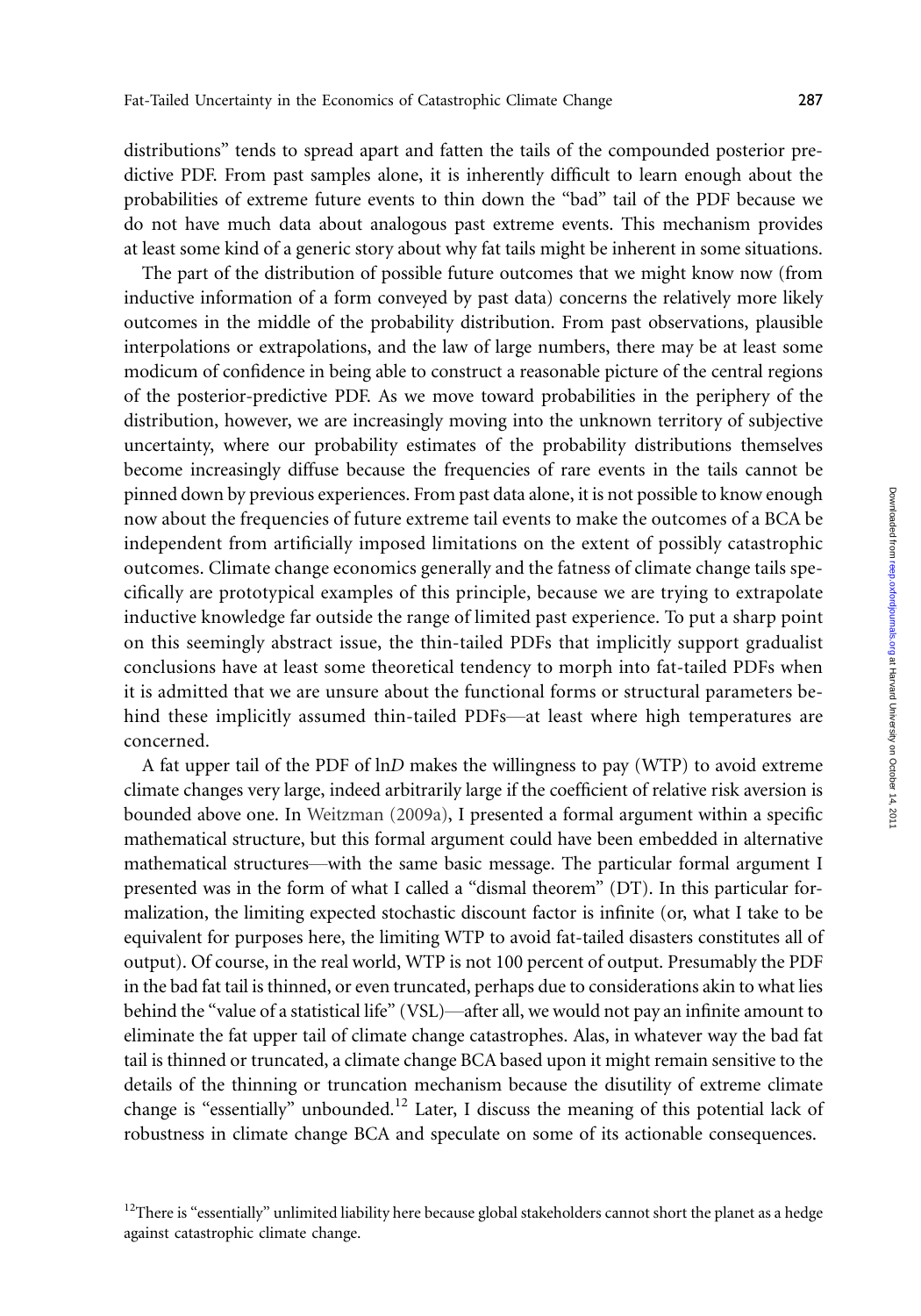distributions" tends to spread apart and fatten the tails of the compounded posterior predictive PDF. From past samples alone, it is inherently difficult to learn enough about the probabilities of extreme future events to thin down the "bad" tail of the PDF because we do not have much data about analogous past extreme events. This mechanism provides at least some kind of a generic story about why fat tails might be inherent in some situations.

The part of the distribution of possible future outcomes that we might know now (from inductive information of a form conveyed by past data) concerns the relatively more likely outcomes in the middle of the probability distribution. From past observations, plausible interpolations or extrapolations, and the law of large numbers, there may be at least some modicum of confidence in being able to construct a reasonable picture of the central regions of the posterior-predictive PDF. As we move toward probabilities in the periphery of the distribution, however, we are increasingly moving into the unknown territory of subjective uncertainty, where our probability estimates of the probability distributions themselves become increasingly diffuse because the frequencies of rare events in the tails cannot be pinned down by previous experiences. From past data alone, it is not possible to know enough now about the frequencies of future extreme tail events to make the outcomes of a BCA be independent from artificially imposed limitations on the extent of possibly catastrophic outcomes. Climate change economics generally and the fatness of climate change tails specifically are prototypical examples of this principle, because we are trying to extrapolate inductive knowledge far outside the range of limited past experience. To put a sharp point on this seemingly abstract issue, the thin-tailed PDFs that implicitly support gradualist conclusions have at least some theoretical tendency to morph into fat-tailed PDFs when it is admitted that we are unsure about the functional forms or structural parameters behind these implicitly assumed thin-tailed PDFs—at least where high temperatures are concerned.

A fat upper tail of the PDF of $\ln D$ makes the willingness to pay (WTP) to avoid extreme climate changes very large, indeed arbitrarily large if the coefficient of relative risk aversion is bounded above one. In Weitzman (2009a), I presented a formal argument within a specific mathematical structure, but this formal argument could have been embedded in alternative mathematical structures—with the same basic message. The particular formal argument I presented was in the form of what I called a "dismal theorem" (DT). In this particular formalization, the limiting expected stochastic discount factor is infinite (or, what I take to be equivalent for purposes here, the limiting WTP to avoid fat-tailed disasters constitutes all of output). Of course, in the real world, WTP is not 100 percent of output. Presumably the PDF in the bad fat tail is thinned, or even truncated, perhaps due to considerations akin to what lies behind the "value of a statistical life" (VSL)—after all, we would not pay an infinite amount to eliminate the fat upper tail of climate change catastrophes. Alas, in whatever way the bad fat tail is thinned or truncated, a climate change BCA based upon it might remain sensitive to the details of the thinning or truncation mechanism because the disutility of extreme climate change is "essentially" unbounded.[12] Later, I discuss the meaning of this potential lack of robustness in climate change BCA and speculate on some of its actionable consequences.

[12]There is "essentially" unlimited liability here because global stakeholders cannot short the planet as a hedge against catastrophic climate change.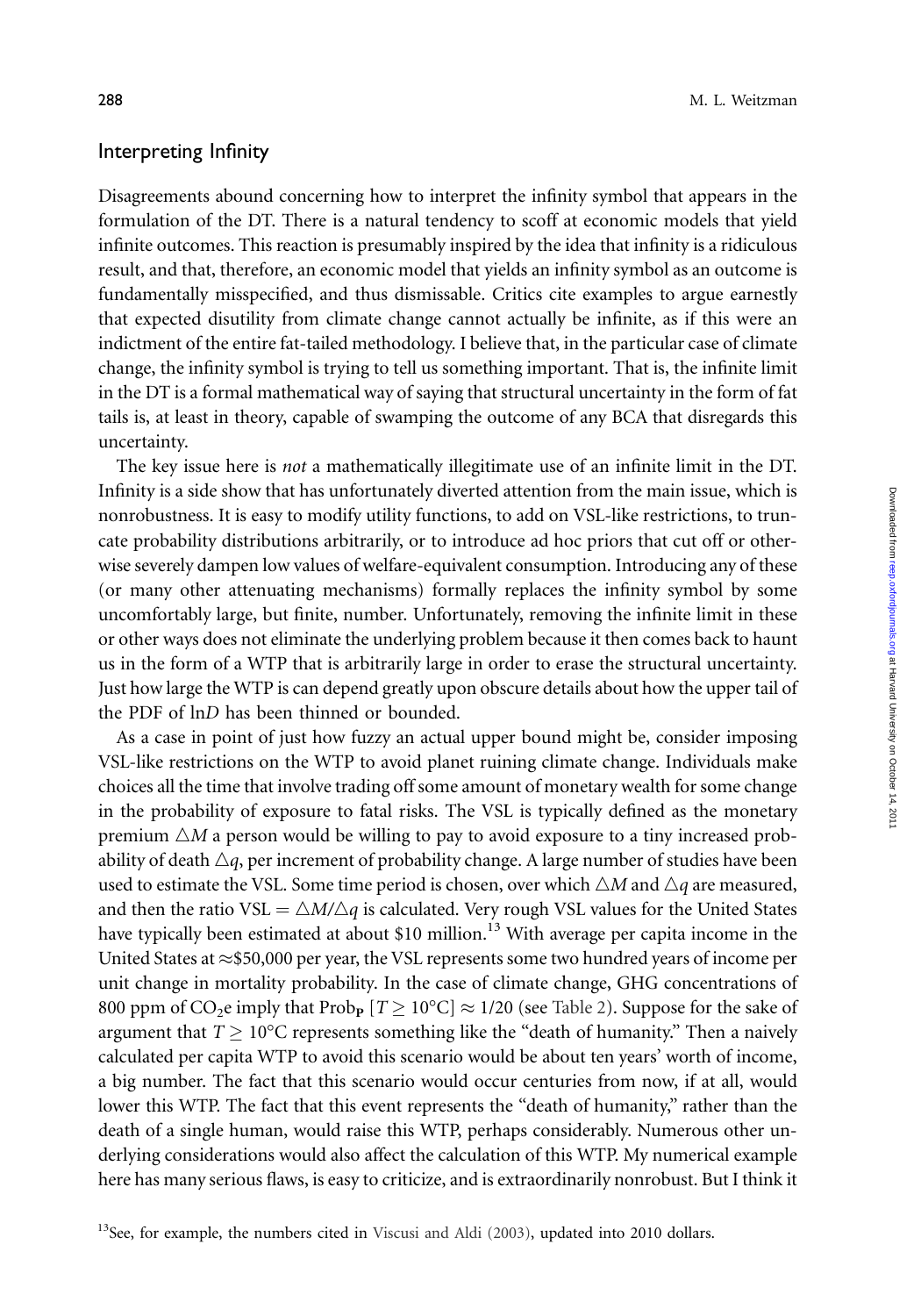## Interpreting Infinity

Disagreements abound concerning how to interpret the infinity symbol that appears in the formulation of the DT. There is a natural tendency to scoff at economic models that yield infinite outcomes. This reaction is presumably inspired by the idea that infinity is a ridiculous result, and that, therefore, an economic model that yields an infinity symbol as an outcome is fundamentally misspecified, and thus dismissable. Critics cite examples to argue earnestly that expected disutility from climate change cannot actually be infinite, as if this were an indictment of the entire fat-tailed methodology. I believe that, in the particular case of climate change, the infinity symbol is trying to tell us something important. That is, the infinite limit in the DT is a formal mathematical way of saying that structural uncertainty in the form of fat tails is, at least in theory, capable of swamping the outcome of any BCA that disregards this uncertainty.

The key issue here is *not* a mathematically illegitimate use of an infinite limit in the DT. Infinity is a side show that has unfortunately diverted attention from the main issue, which is nonrobustness. It is easy to modify utility functions, to add on VSL-like restrictions, to truncate probability distributions arbitrarily, or to introduce ad hoc priors that cut off or otherwise severely dampen low values of welfare-equivalent consumption. Introducing any of these (or many other attenuating mechanisms) formally replaces the infinity symbol by some uncomfortably large, but finite, number. Unfortunately, removing the infinite limit in these or other ways does not eliminate the underlying problem because it then comes back to haunt us in the form of a WTP that is arbitrarily large in order to erase the structural uncertainty. Just how large the WTP is can depend greatly upon obscure details about how the upper tail of the PDF of ln$D$ has been thinned or bounded.

As a case in point of just how fuzzy an actual upper bound might be, consider imposing VSL-like restrictions on the WTP to avoid planet ruining climate change. Individuals make choices all the time that involve trading off some amount of monetary wealth for some change in the probability of exposure to fatal risks. The VSL is typically defined as the monetary premium $\triangle M$ a person would be willing to pay to avoid exposure to a tiny increased probability of death $\triangle q$, per increment of probability change. A large number of studies have been used to estimate the VSL. Some time period is chosen, over which $\triangle M$ and $\triangle q$ are measured, and then the ratio VSL $= \triangle M / \triangle q$ is calculated. Very rough VSL values for the United States have typically been estimated at about \$10 million.[13] With average per capita income in the United States at $\approx$\$50,000 per year, the VSL represents some two hundred years of income per unit change in mortality probability. In the case of climate change, GHG concentrations of 800 ppm of $CO_2$e imply that $\text{Prob}_{\mathbf{P}}\,[T \geq 10°\text{C}] \approx 1/20$ (see Table 2). Suppose for the sake of argument that $T \geq 10°\text{C}$ represents something like the "death of humanity." Then a naively calculated per capita WTP to avoid this scenario would be about ten years' worth of income, a big number. The fact that this scenario would occur centuries from now, if at all, would lower this WTP. The fact that this event represents the "death of humanity," rather than the death of a single human, would raise this WTP, perhaps considerably. Numerous other underlying considerations would also affect the calculation of this WTP. My numerical example here has many serious flaws, is easy to criticize, and is extraordinarily nonrobust. But I think it

[13]See, for example, the numbers cited in Viscusi and Aldi (2003), updated into 2010 dollars.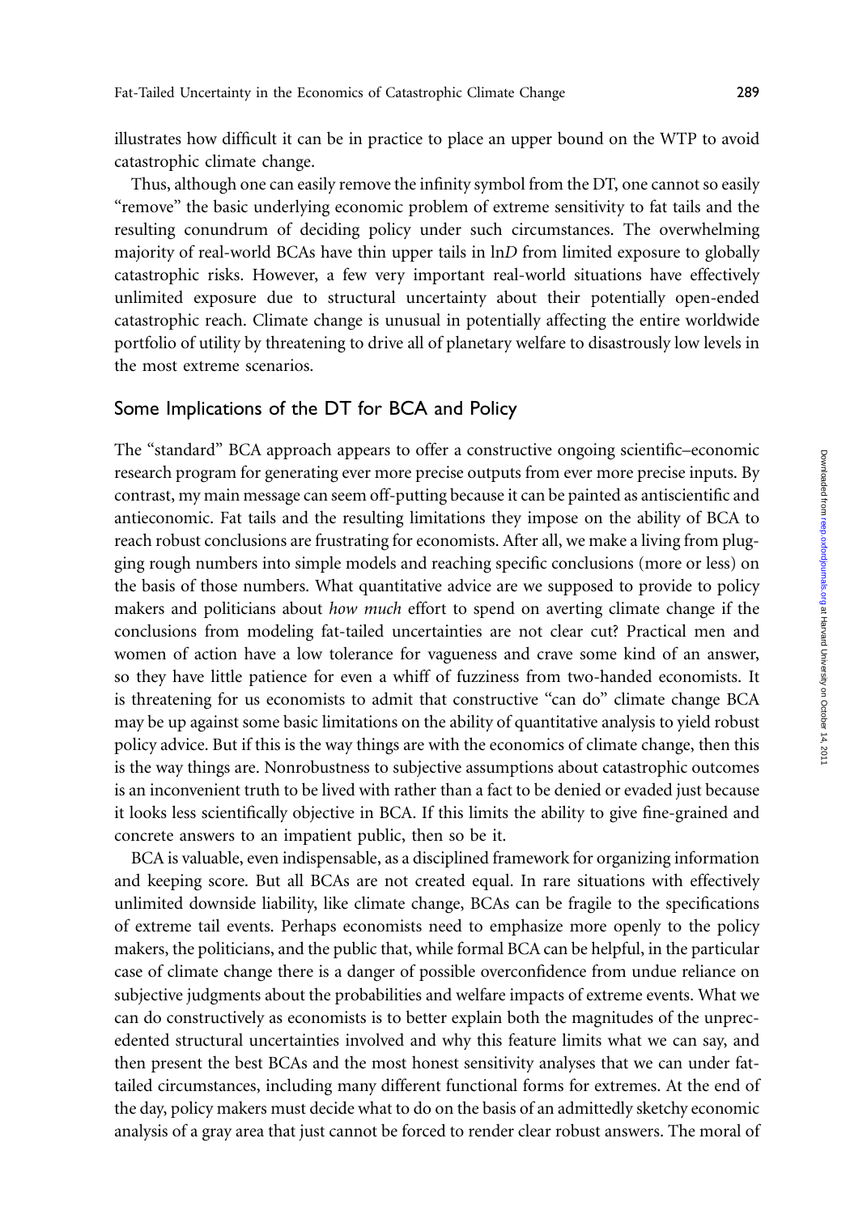illustrates how difficult it can be in practice to place an upper bound on the WTP to avoid catastrophic climate change.

Thus, although one can easily remove the infinity symbol from the DT, one cannot so easily "remove" the basic underlying economic problem of extreme sensitivity to fat tails and the resulting conundrum of deciding policy under such circumstances. The overwhelming majority of real-world BCAs have thin upper tails in $\ln D$ from limited exposure to globally catastrophic risks. However, a few very important real-world situations have effectively unlimited exposure due to structural uncertainty about their potentially open-ended catastrophic reach. Climate change is unusual in potentially affecting the entire worldwide portfolio of utility by threatening to drive all of planetary welfare to disastrously low levels in the most extreme scenarios.

## Some Implications of the DT for BCA and Policy

The "standard" BCA approach appears to offer a constructive ongoing scientific–economic research program for generating ever more precise outputs from ever more precise inputs. By contrast, my main message can seem off-putting because it can be painted as antiscientific and antieconomic. Fat tails and the resulting limitations they impose on the ability of BCA to reach robust conclusions are frustrating for economists. After all, we make a living from plugging rough numbers into simple models and reaching specific conclusions (more or less) on the basis of those numbers. What quantitative advice are we supposed to provide to policy makers and politicians about *how much* effort to spend on averting climate change if the conclusions from modeling fat-tailed uncertainties are not clear cut? Practical men and women of action have a low tolerance for vagueness and crave some kind of an answer, so they have little patience for even a whiff of fuzziness from two-handed economists. It is threatening for us economists to admit that constructive "can do" climate change BCA may be up against some basic limitations on the ability of quantitative analysis to yield robust policy advice. But if this is the way things are with the economics of climate change, then this is the way things are. Nonrobustness to subjective assumptions about catastrophic outcomes is an inconvenient truth to be lived with rather than a fact to be denied or evaded just because it looks less scientifically objective in BCA. If this limits the ability to give fine-grained and concrete answers to an impatient public, then so be it.

BCA is valuable, even indispensable, as a disciplined framework for organizing information and keeping score. But all BCAs are not created equal. In rare situations with effectively unlimited downside liability, like climate change, BCAs can be fragile to the specifications of extreme tail events. Perhaps economists need to emphasize more openly to the policy makers, the politicians, and the public that, while formal BCA can be helpful, in the particular case of climate change there is a danger of possible overconfidence from undue reliance on subjective judgments about the probabilities and welfare impacts of extreme events. What we can do constructively as economists is to better explain both the magnitudes of the unprecedented structural uncertainties involved and why this feature limits what we can say, and then present the best BCAs and the most honest sensitivity analyses that we can under fat-tailed circumstances, including many different functional forms for extremes. At the end of the day, policy makers must decide what to do on the basis of an admittedly sketchy economic analysis of a gray area that just cannot be forced to render clear robust answers. The moral of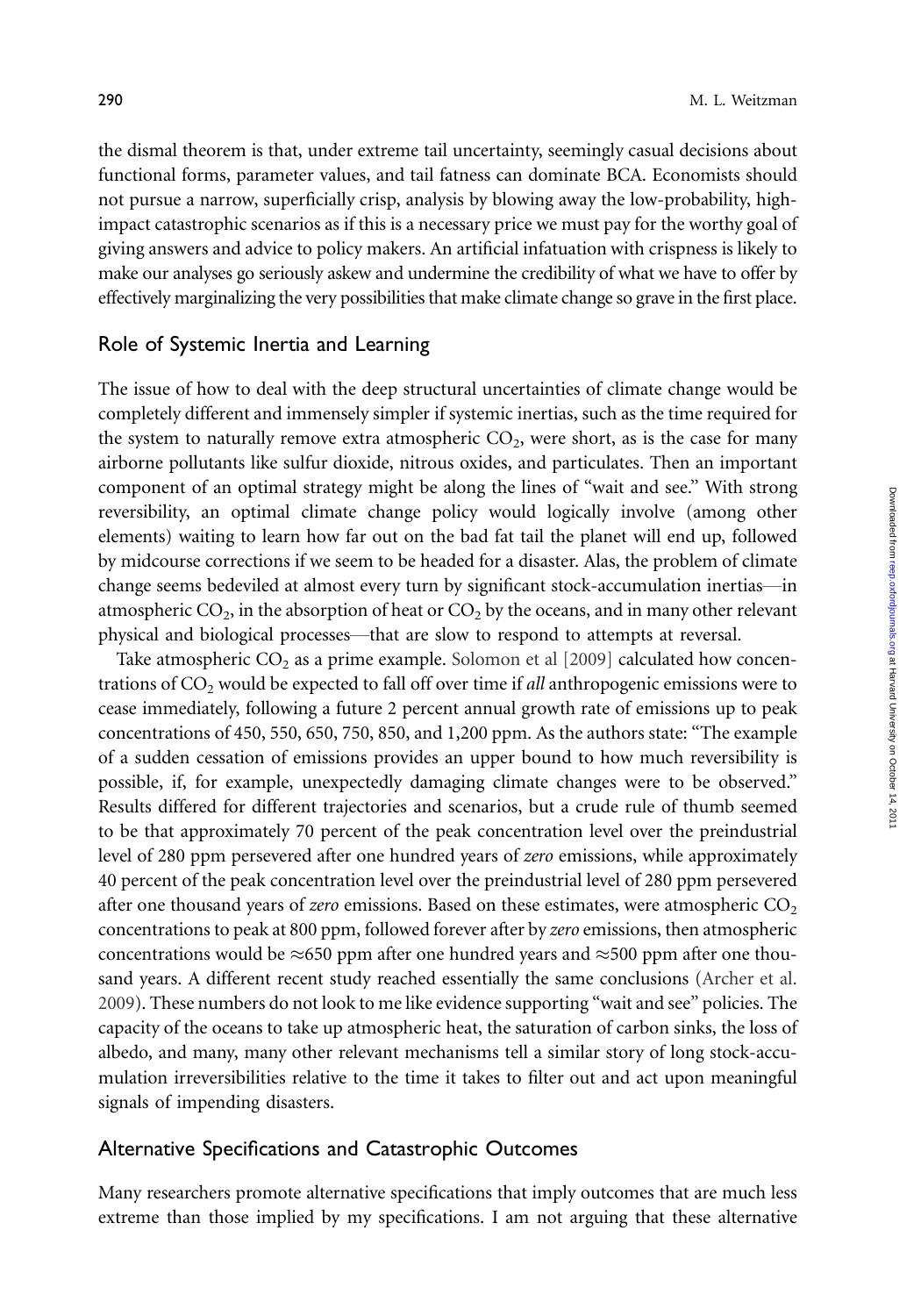the dismal theorem is that, under extreme tail uncertainty, seemingly casual decisions about functional forms, parameter values, and tail fatness can dominate BCA. Economists should not pursue a narrow, superficially crisp, analysis by blowing away the low-probability, high-impact catastrophic scenarios as if this is a necessary price we must pay for the worthy goal of giving answers and advice to policy makers. An artificial infatuation with crispness is likely to make our analyses go seriously askew and undermine the credibility of what we have to offer by effectively marginalizing the very possibilities that make climate change so grave in the first place.

## Role of Systemic Inertia and Learning

The issue of how to deal with the deep structural uncertainties of climate change would be completely different and immensely simpler if systemic inertias, such as the time required for the system to naturally remove extra atmospheric $CO_2$, were short, as is the case for many airborne pollutants like sulfur dioxide, nitrous oxides, and particulates. Then an important component of an optimal strategy might be along the lines of "wait and see." With strong reversibility, an optimal climate change policy would logically involve (among other elements) waiting to learn how far out on the bad fat tail the planet will end up, followed by midcourse corrections if we seem to be headed for a disaster. Alas, the problem of climate change seems bedeviled at almost every turn by significant stock-accumulation inertias—in atmospheric $CO_2$, in the absorption of heat or $CO_2$ by the oceans, and in many other relevant physical and biological processes—that are slow to respond to attempts at reversal.

Take atmospheric $CO_2$ as a prime example. Solomon et al [2009] calculated how concentrations of $CO_2$ would be expected to fall off over time if *all* anthropogenic emissions were to cease immediately, following a future 2 percent annual growth rate of emissions up to peak concentrations of 450, 550, 650, 750, 850, and 1,200 ppm. As the authors state: "The example of a sudden cessation of emissions provides an upper bound to how much reversibility is possible, if, for example, unexpectedly damaging climate changes were to be observed." Results differed for different trajectories and scenarios, but a crude rule of thumb seemed to be that approximately 70 percent of the peak concentration level over the preindustrial level of 280 ppm persevered after one hundred years of *zero* emissions, while approximately 40 percent of the peak concentration level over the preindustrial level of 280 ppm persevered after one thousand years of *zero* emissions. Based on these estimates, were atmospheric $CO_2$ concentrations to peak at 800 ppm, followed forever after by *zero* emissions, then atmospheric concentrations would be $\approx$650 ppm after one hundred years and $\approx$500 ppm after one thousand years. A different recent study reached essentially the same conclusions (Archer et al. 2009). These numbers do not look to me like evidence supporting "wait and see" policies. The capacity of the oceans to take up atmospheric heat, the saturation of carbon sinks, the loss of albedo, and many, many other relevant mechanisms tell a similar story of long stock-accumulation irreversibilities relative to the time it takes to filter out and act upon meaningful signals of impending disasters.

## Alternative Specifications and Catastrophic Outcomes

Many researchers promote alternative specifications that imply outcomes that are much less extreme than those implied by my specifications. I am not arguing that these alternative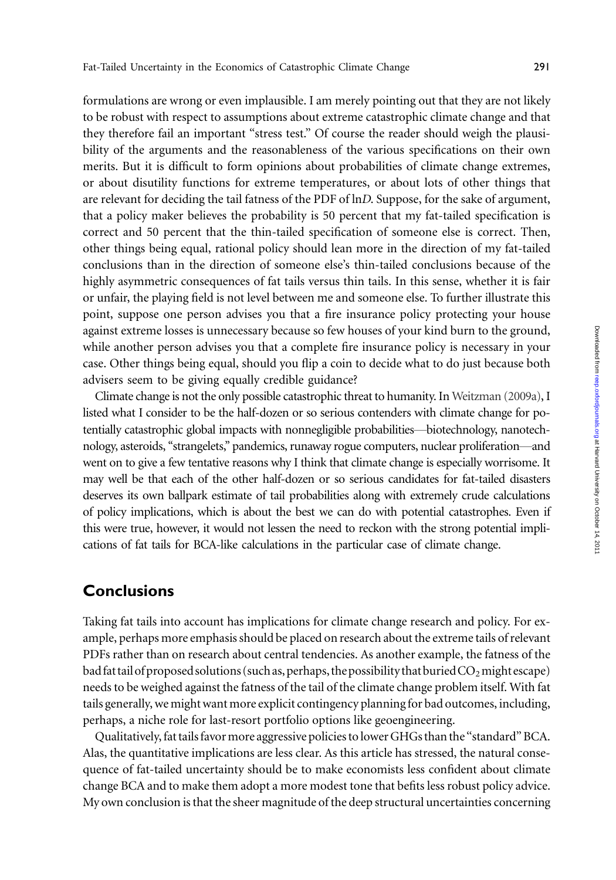formulations are wrong or even implausible. I am merely pointing out that they are not likely to be robust with respect to assumptions about extreme catastrophic climate change and that they therefore fail an important "stress test." Of course the reader should weigh the plausibility of the arguments and the reasonableness of the various specifications on their own merits. But it is difficult to form opinions about probabilities of climate change extremes, or about disutility functions for extreme temperatures, or about lots of other things that are relevant for deciding the tail fatness of the PDF of $\ln D$. Suppose, for the sake of argument, that a policy maker believes the probability is 50 percent that my fat-tailed specification is correct and 50 percent that the thin-tailed specification of someone else is correct. Then, other things being equal, rational policy should lean more in the direction of my fat-tailed conclusions than in the direction of someone else's thin-tailed conclusions because of the highly asymmetric consequences of fat tails versus thin tails. In this sense, whether it is fair or unfair, the playing field is not level between me and someone else. To further illustrate this point, suppose one person advises you that a fire insurance policy protecting your house against extreme losses is unnecessary because so few houses of your kind burn to the ground, while another person advises you that a complete fire insurance policy is necessary in your case. Other things being equal, should you flip a coin to decide what to do just because both advisers seem to be giving equally credible guidance?

Climate change is not the only possible catastrophic threat to humanity. In Weitzman (2009a), I listed what I consider to be the half-dozen or so serious contenders with climate change for potentially catastrophic global impacts with nonnegligible probabilities—biotechnology, nanotechnology, asteroids, "strangelets," pandemics, runaway rogue computers, nuclear proliferation—and went on to give a few tentative reasons why I think that climate change is especially worrisome. It may well be that each of the other half-dozen or so serious candidates for fat-tailed disasters deserves its own ballpark estimate of tail probabilities along with extremely crude calculations of policy implications, which is about the best we can do with potential catastrophes. Even if this were true, however, it would not lessen the need to reckon with the strong potential implications of fat tails for BCA-like calculations in the particular case of climate change.

## Conclusions

Taking fat tails into account has implications for climate change research and policy. For example, perhaps more emphasis should be placed on research about the extreme tails of relevant PDFs rather than on research about central tendencies. As another example, the fatness of the bad fat tail of proposed solutions (such as, perhaps, the possibility that buried $CO_2$ might escape) needs to be weighed against the fatness of the tail of the climate change problem itself. With fat tails generally, we might want more explicit contingency planning for bad outcomes, including, perhaps, a niche role for last-resort portfolio options like geoengineering.

Qualitatively, fat tails favor more aggressive policies to lower GHGs than the "standard" BCA. Alas, the quantitative implications are less clear. As this article has stressed, the natural consequence of fat-tailed uncertainty should be to make economists less confident about climate change BCA and to make them adopt a more modest tone that befits less robust policy advice. My own conclusion is that the sheer magnitude of the deep structural uncertainties concerning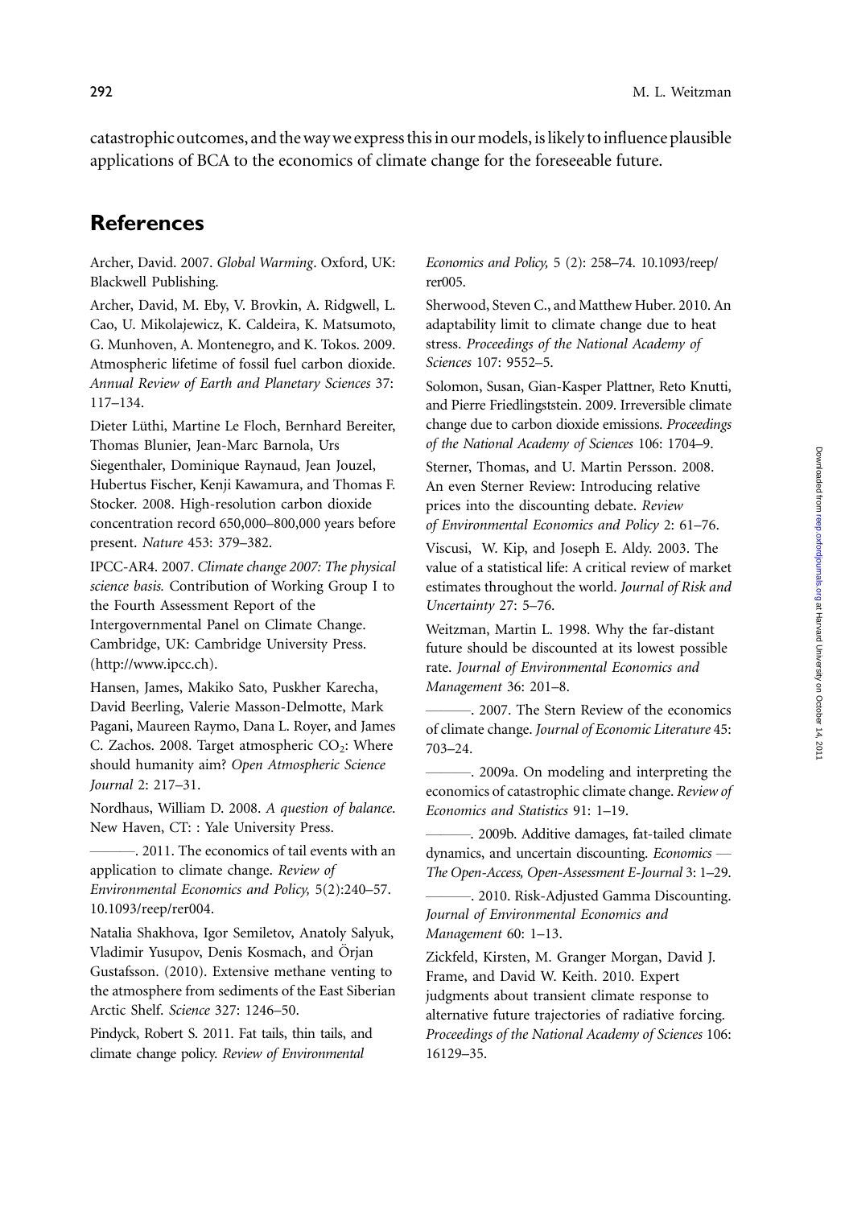catastrophic outcomes, and the way we express this in our models, is likely to influence plausible applications of BCA to the economics of climate change for the foreseeable future.

## References

Archer, David. 2007. *Global Warming*. Oxford, UK: Blackwell Publishing.

Archer, David, M. Eby, V. Brovkin, A. Ridgwell, L. Cao, U. Mikolajewicz, K. Caldeira, K. Matsumoto, G. Munhoven, A. Montenegro, and K. Tokos. 2009. Atmospheric lifetime of fossil fuel carbon dioxide. *Annual Review of Earth and Planetary Sciences* 37: 117–134.

Dieter Lüthi, Martine Le Floch, Bernhard Bereiter, Thomas Blunier, Jean-Marc Barnola, Urs Siegenthaler, Dominique Raynaud, Jean Jouzel, Hubertus Fischer, Kenji Kawamura, and Thomas F. Stocker. 2008. High-resolution carbon dioxide concentration record 650,000–800,000 years before present. *Nature* 453: 379–382.

IPCC-AR4. 2007. *Climate change 2007: The physical science basis.* Contribution of Working Group I to the Fourth Assessment Report of the Intergovernmental Panel on Climate Change. Cambridge, UK: Cambridge University Press. (http://www.ipcc.ch).

Hansen, James, Makiko Sato, Puskher Karecha, David Beerling, Valerie Masson-Delmotte, Mark Pagani, Maureen Raymo, Dana L. Royer, and James C. Zachos. 2008. Target atmospheric $CO_2$: Where should humanity aim? *Open Atmospheric Science Journal* 2: 217–31.

Nordhaus, William D. 2008. *A question of balance*. New Haven, CT: : Yale University Press.

———. 2011. The economics of tail events with an application to climate change. *Review of Environmental Economics and Policy,* 5(2):240–57. 10.1093/reep/rer004.

Natalia Shakhova, Igor Semiletov, Anatoly Salyuk, Vladimir Yusupov, Denis Kosmach, and Örjan Gustafsson. (2010). Extensive methane venting to the atmosphere from sediments of the East Siberian Arctic Shelf. *Science* 327: 1246–50.

Pindyck, Robert S. 2011. Fat tails, thin tails, and climate change policy. *Review of Environmental Economics and Policy,* 5 (2): 258–74. 10.1093/reep/rer005.

Sherwood, Steven C., and Matthew Huber. 2010. An adaptability limit to climate change due to heat stress. *Proceedings of the National Academy of Sciences* 107: 9552–5.

Solomon, Susan, Gian-Kasper Plattner, Reto Knutti, and Pierre Friedlingststein. 2009. Irreversible climate change due to carbon dioxide emissions. *Proceedings of the National Academy of Sciences* 106: 1704–9.

Sterner, Thomas, and U. Martin Persson. 2008. An even Sterner Review: Introducing relative prices into the discounting debate. *Review of Environmental Economics and Policy* 2: 61–76.

Viscusi, W. Kip, and Joseph E. Aldy. 2003. The value of a statistical life: A critical review of market estimates throughout the world. *Journal of Risk and Uncertainty* 27: 5–76.

Weitzman, Martin L. 1998. Why the far-distant future should be discounted at its lowest possible rate. *Journal of Environmental Economics and Management* 36: 201–8.

———. 2007. The Stern Review of the economics of climate change. *Journal of Economic Literature* 45: 703–24.

———. 2009a. On modeling and interpreting the economics of catastrophic climate change. *Review of Economics and Statistics* 91: 1–19.

———. 2009b. Additive damages, fat-tailed climate dynamics, and uncertain discounting. *Economics — The Open-Access, Open-Assessment E-Journal* 3: 1–29.

———. 2010. Risk-Adjusted Gamma Discounting. *Journal of Environmental Economics and Management* 60: 1–13.

Zickfeld, Kirsten, M. Granger Morgan, David J. Frame, and David W. Keith. 2010. Expert judgments about transient climate response to alternative future trajectories of radiative forcing. *Proceedings of the National Academy of Sciences* 106: 16129–35.